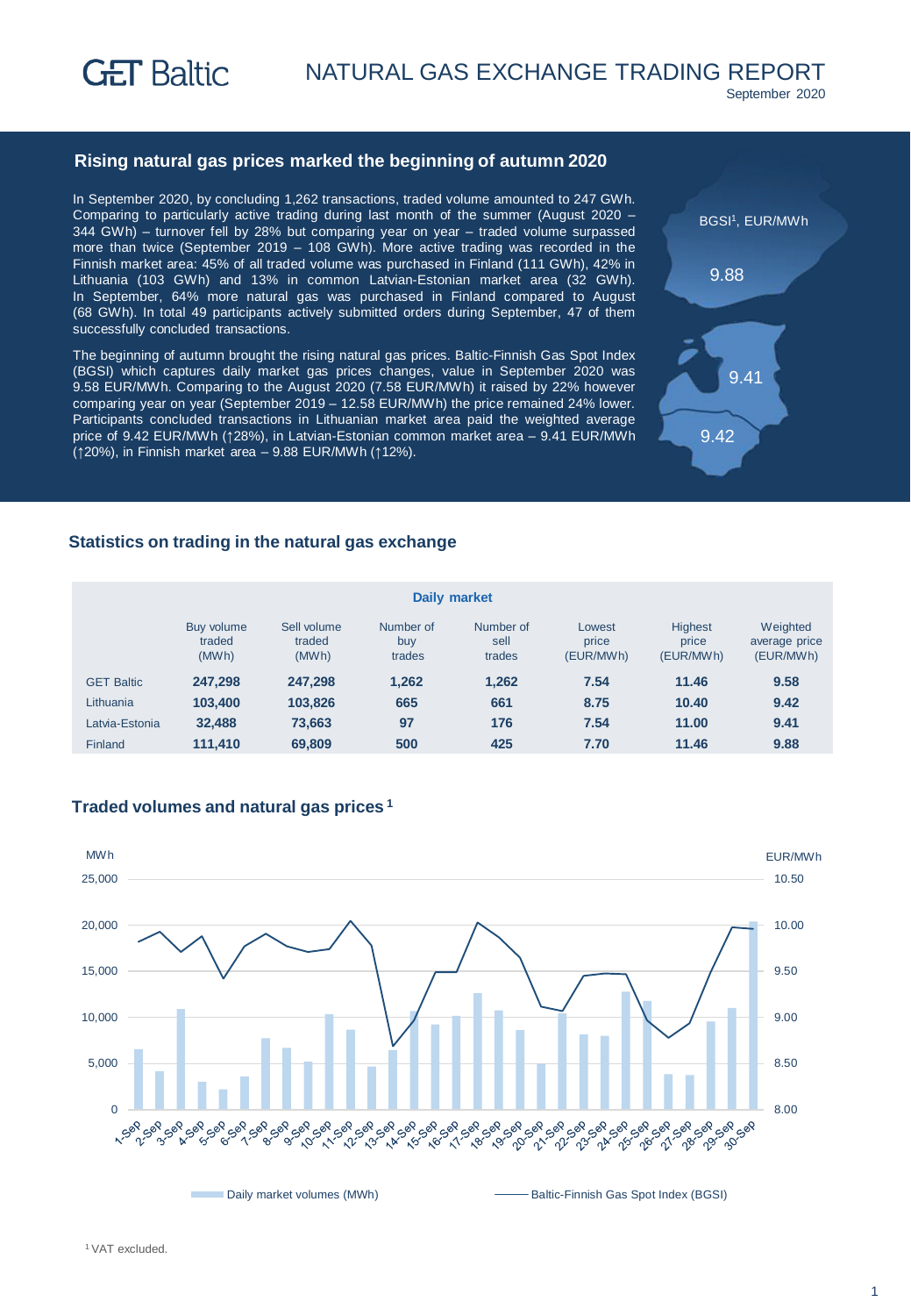# GET Baltic

## NATURAL GAS EXCHANGE TRADING REPORT

September 2020

### Rising natural gas prices marked the beginning of autumn 2020

In September 2020, by concluding 1,262 transactions, traded volume amounted to 247 GWh. Comparing to particularly active trading during last month of the summer (August 2020 – 344 GWh) – turnover fell by 28% but comparing year on year – traded volume surpassed more than twice (September 2019 – 108 GWh). More active trading was recorded in the Finnish market area: 45% of all traded volume was purchased in Finland (111 GWh), 42% in Lithuania (103 GWh) and 13% in common Latvian-Estonian market area (32 GWh). In September, 64% more natural gas was purchased in Finland compared to August (68 GWh). In total 49 participants actively submitted orders during September, 47 of them successfully concluded transactions.

The beginning of autumn brought the rising natural gas prices. Baltic-Finnish Gas Spot Index (BGSI) which captures daily market gas prices changes, value in September 2020 was 9.58 EUR/MWh. Comparing to the August 2020 (7.58 EUR/MWh) it raised by 22% however comparing year on year (September 2019 – 12.58 EUR/MWh) the price remained 24% lower. Participants concluded transactions in Lithuanian market area paid the weighted average price of 9.42 EUR/MWh (↑28%), in Latvian-Estonian common market area – 9.41 EUR/MWh (↑20%), in Finnish market area – 9.88 EUR/MWh (↑12%).

BGSI[1], EUR/MWh

9.88

9.41

9.42

### Statistics on trading in the natural gas exchange

| Daily market | | | | | | | |
|---|---|---|---|---|---|---|---|
| | Buy volume traded (MWh) | Sell volume traded (MWh) | Number of buy trades | Number of sell trades | Lowest price (EUR/MWh) | Highest price (EUR/MWh) | Weighted average price (EUR/MWh) |
| GET Baltic | **247,298** | **247,298** | **1,262** | **1,262** | **7.54** | **11.46** | **9.58** |
| Lithuania | **103,400** | **103,826** | **665** | **661** | **8.75** | **10.40** | **9.42** |
| Latvia-Estonia | **32,488** | **73,663** | **97** | **176** | **7.54** | **11.00** | **9.41** |
| Finland | **111,410** | **69,809** | **500** | **425** | **7.70** | **11.46** | **9.88** |

### Traded volumes and natural gas prices [1]

MWh (left axis: 0 – 25,000); EUR/MWh (right axis: 8.00 – 10.50)

Days: 1-Sep to 30-Sep

Daily market volumes (MWh) — Baltic-Finnish Gas Spot Index (BGSI)

[1] VAT excluded.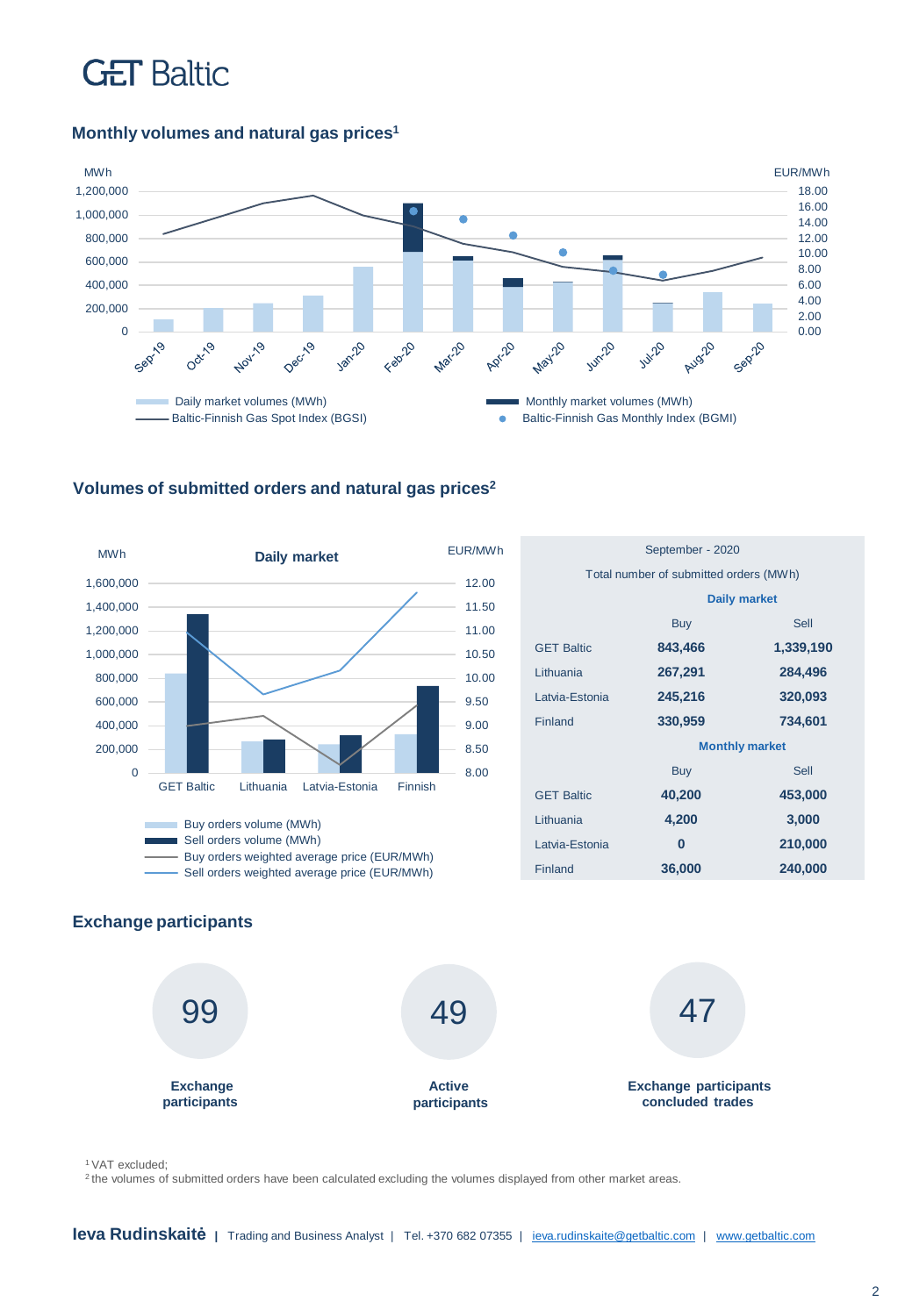GET Baltic

## Monthly volumes and natural gas prices[1]

MWh

1,200,000
1,000,000
800,000
600,000
400,000
200,000
0

EUR/MWh

18.00
16.00
14.00
12.00
10.00
8.00
6.00
4.00
2.00
0.00

Sep-19 Oct-19 Nov-19 Dec-19 Jan-20 Feb-20 Mar-20 Apr-20 May-20 Jun-20 Jul-20 Aug-20 Sep-20

Daily market volumes (MWh)
Monthly market volumes (MWh)
Baltic-Finnish Gas Spot Index (BGSI)
Baltic-Finnish Gas Monthly Index (BGMI)

## Volumes of submitted orders and natural gas prices[2]

Daily market

MWh

1,600,000
1,400,000
1,200,000
1,000,000
800,000
600,000
400,000
200,000
0

EUR/MWh

12.00
11.50
11.00
10.50
10.00
9.50
9.00
8.50
8.00

GET Baltic Lithuania Latvia-Estonia Finnish

Buy orders volume (MWh)
Sell orders volume (MWh)
Buy orders weighted average price (EUR/MWh)
Sell orders weighted average price (EUR/MWh)

| September - 2020 | | |
|---|---|---|
| Total number of submitted orders (MWh) | | |
| | **Daily market** | |
| | Buy | Sell |
| GET Baltic | **843,466** | **1,339,190** |
| Lithuania | **267,291** | **284,496** |
| Latvia-Estonia | **245,216** | **320,093** |
| Finland | **330,959** | **734,601** |
| | **Monthly market** | |
| | Buy | Sell |
| GET Baltic | **40,200** | **453,000** |
| Lithuania | **4,200** | **3,000** |
| Latvia-Estonia | **0** | **210,000** |
| Finland | **36,000** | **240,000** |

## Exchange participants

**99** — **Exchange participants**

**49** — **Active participants**

**47** — **Exchange participants concluded trades**

[1] VAT excluded;
[2] the volumes of submitted orders have been calculated excluding the volumes displayed from other market areas.

**Ieva Rudinskaitė** | Trading and Business Analyst | Tel. +370 682 07355 | ieva.rudinskaite@getbaltic.com | www.getbaltic.com